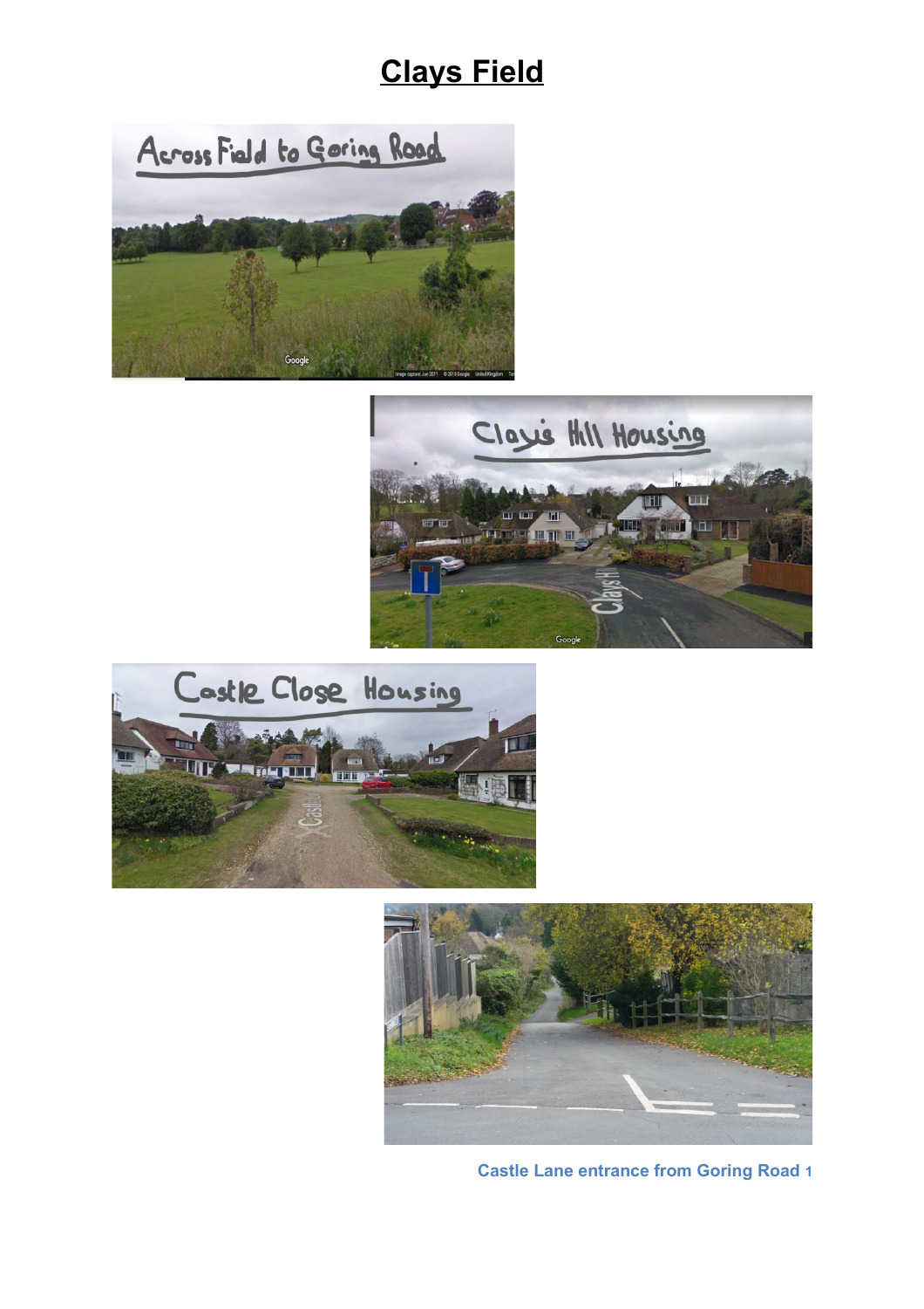# Clays Field

Castle Lane entrance from Goring Road 1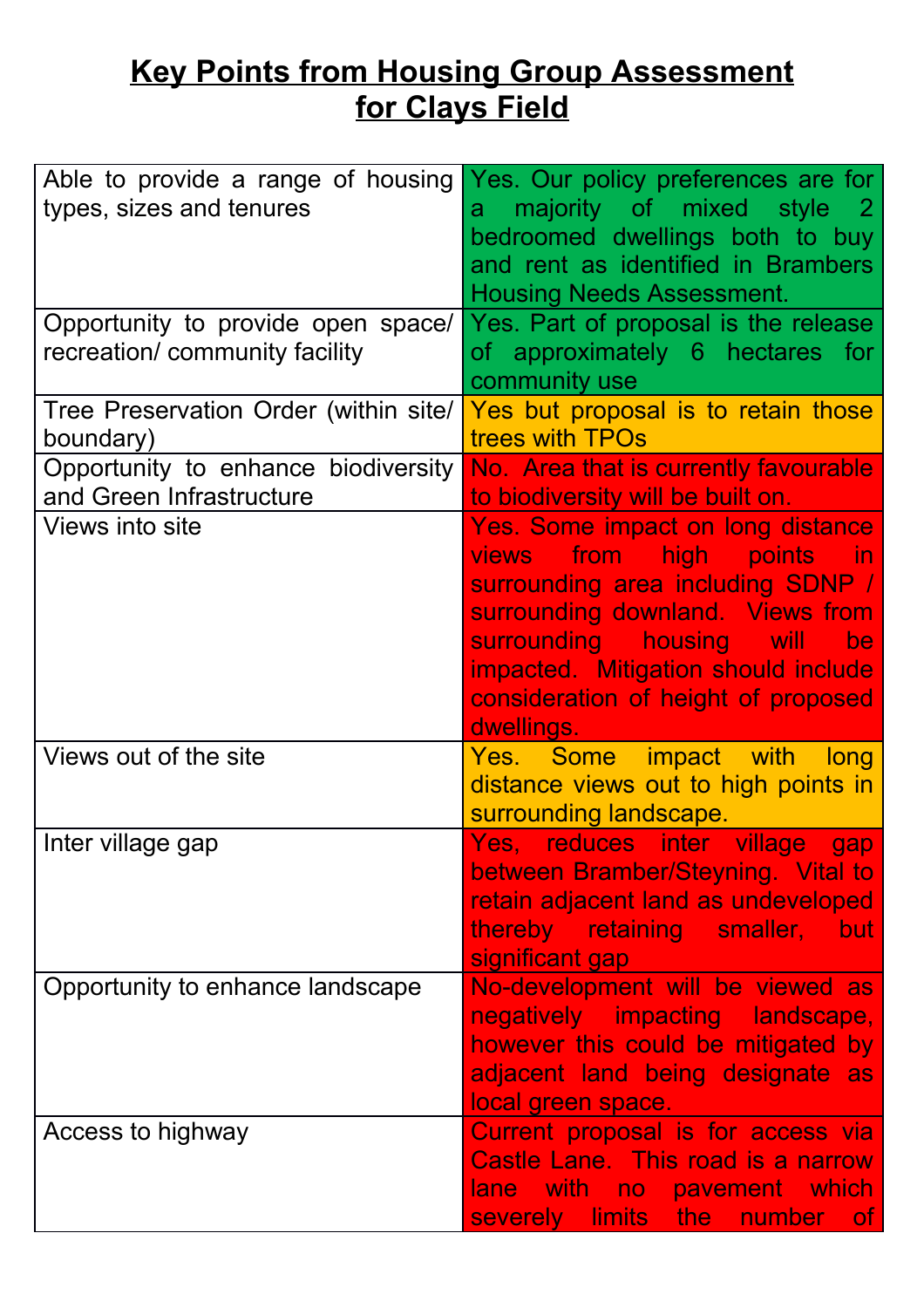# Key Points from Housing Group Assessment for Clays Field

| | |
|---|---|
| Able to provide a range of housing types, sizes and tenures | Yes. Our policy preferences are for a majority of mixed style 2 bedroomed dwellings both to buy and rent as identified in Brambers Housing Needs Assessment. |
| Opportunity to provide open space/ recreation/ community facility | Yes. Part of proposal is the release of approximately 6 hectares for community use |
| Tree Preservation Order (within site/ boundary) | Yes but proposal is to retain those trees with TPOs |
| Opportunity to enhance biodiversity and Green Infrastructure | No. Area that is currently favourable to biodiversity will be built on. |
| Views into site | Yes. Some impact on long distance views from high points in surrounding area including SDNP / surrounding downland. Views from surrounding housing will be impacted. Mitigation should include consideration of height of proposed dwellings. |
| Views out of the site | Yes. Some impact with long distance views out to high points in surrounding landscape. |
| Inter village gap | Yes, reduces inter village gap between Bramber/Steyning. Vital to retain adjacent land as undeveloped thereby retaining smaller, but significant gap |
| Opportunity to enhance landscape | No-development will be viewed as negatively impacting landscape, however this could be mitigated by adjacent land being designate as local green space. |
| Access to highway | Current proposal is for access via Castle Lane. This road is a narrow lane with no pavement which severely limits the number of |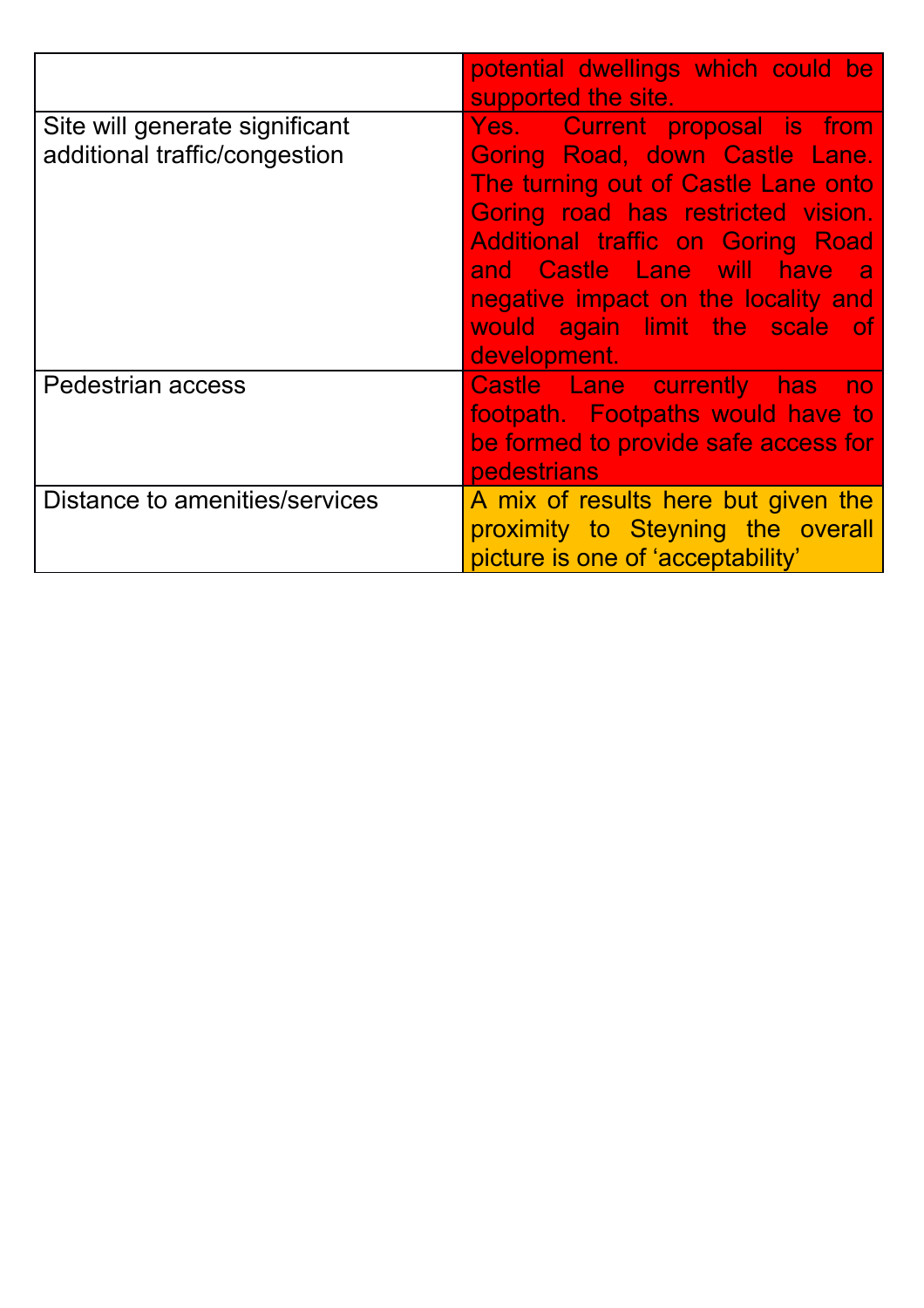| | |
|---|---|
| | potential dwellings which could be supported the site. |
| Site will generate significant additional traffic/congestion | Yes. Current proposal is from Goring Road, down Castle Lane. The turning out of Castle Lane onto Goring road has restricted vision. Additional traffic on Goring Road and Castle Lane will have a negative impact on the locality and would again limit the scale of development. |
| Pedestrian access | Castle Lane currently has no footpath. Footpaths would have to be formed to provide safe access for pedestrians |
| Distance to amenities/services | A mix of results here but given the proximity to Steyning the overall picture is one of 'acceptability' |